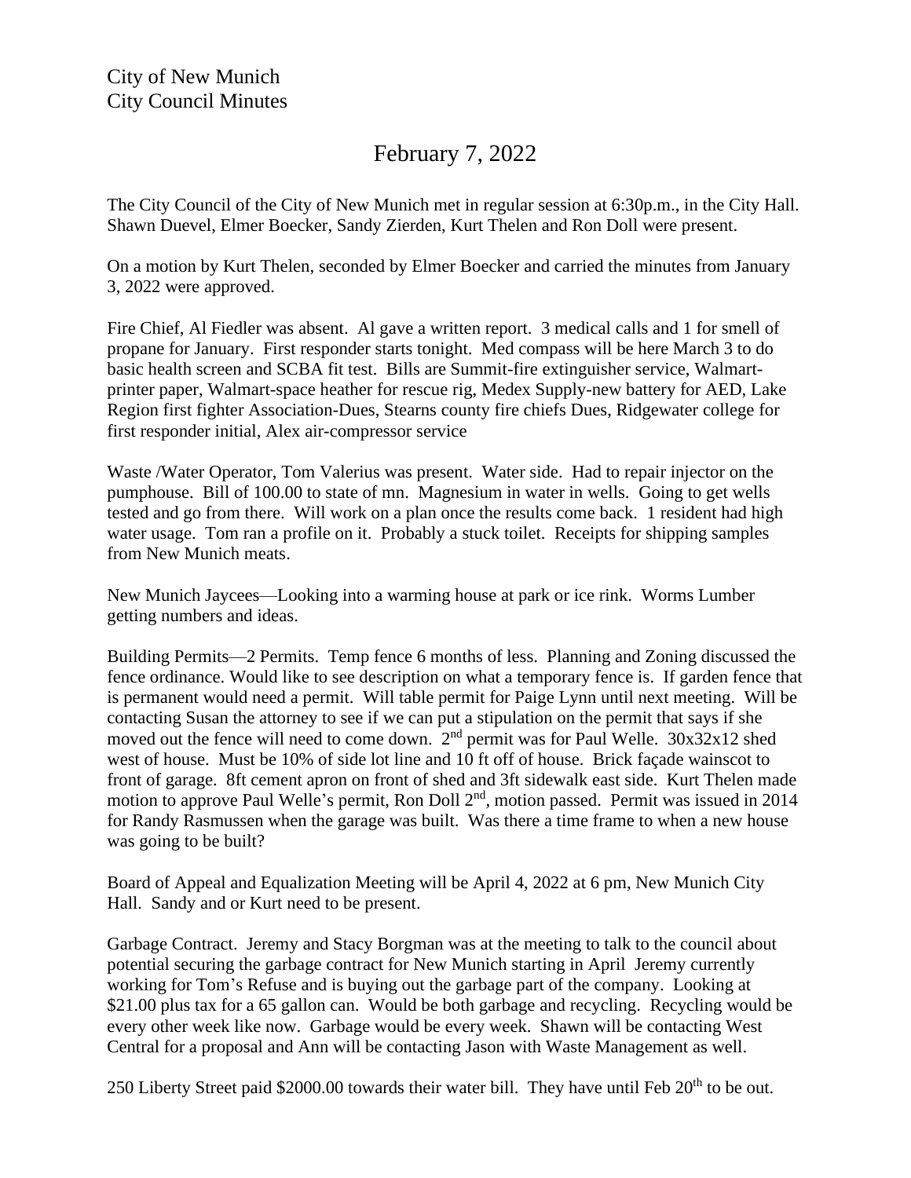City of New Munich
City Council Minutes

# February 7, 2022

The City Council of the City of New Munich met in regular session at 6:30p.m., in the City Hall. Shawn Duevel, Elmer Boecker, Sandy Zierden, Kurt Thelen and Ron Doll were present.

On a motion by Kurt Thelen, seconded by Elmer Boecker and carried the minutes from January 3, 2022 were approved.

Fire Chief, Al Fiedler was absent. Al gave a written report. 3 medical calls and 1 for smell of propane for January. First responder starts tonight. Med compass will be here March 3 to do basic health screen and SCBA fit test. Bills are Summit-fire extinguisher service, Walmart-printer paper, Walmart-space heather for rescue rig, Medex Supply-new battery for AED, Lake Region first fighter Association-Dues, Stearns county fire chiefs Dues, Ridgewater college for first responder initial, Alex air-compressor service

Waste /Water Operator, Tom Valerius was present. Water side. Had to repair injector on the pumphouse. Bill of 100.00 to state of mn. Magnesium in water in wells. Going to get wells tested and go from there. Will work on a plan once the results come back. 1 resident had high water usage. Tom ran a profile on it. Probably a stuck toilet. Receipts for shipping samples from New Munich meats.

New Munich Jaycees—Looking into a warming house at park or ice rink. Worms Lumber getting numbers and ideas.

Building Permits—2 Permits. Temp fence 6 months of less. Planning and Zoning discussed the fence ordinance. Would like to see description on what a temporary fence is. If garden fence that is permanent would need a permit. Will table permit for Paige Lynn until next meeting. Will be contacting Susan the attorney to see if we can put a stipulation on the permit that says if she moved out the fence will need to come down. 2nd permit was for Paul Welle. 30x32x12 shed west of house. Must be 10% of side lot line and 10 ft off of house. Brick façade wainscot to front of garage. 8ft cement apron on front of shed and 3ft sidewalk east side. Kurt Thelen made motion to approve Paul Welle's permit, Ron Doll 2nd, motion passed. Permit was issued in 2014 for Randy Rasmussen when the garage was built. Was there a time frame to when a new house was going to be built?

Board of Appeal and Equalization Meeting will be April 4, 2022 at 6 pm, New Munich City Hall. Sandy and or Kurt need to be present.

Garbage Contract. Jeremy and Stacy Borgman was at the meeting to talk to the council about potential securing the garbage contract for New Munich starting in April Jeremy currently working for Tom's Refuse and is buying out the garbage part of the company. Looking at $21.00 plus tax for a 65 gallon can. Would be both garbage and recycling. Recycling would be every other week like now. Garbage would be every week. Shawn will be contacting West Central for a proposal and Ann will be contacting Jason with Waste Management as well.

250 Liberty Street paid $2000.00 towards their water bill. They have until Feb 20th to be out.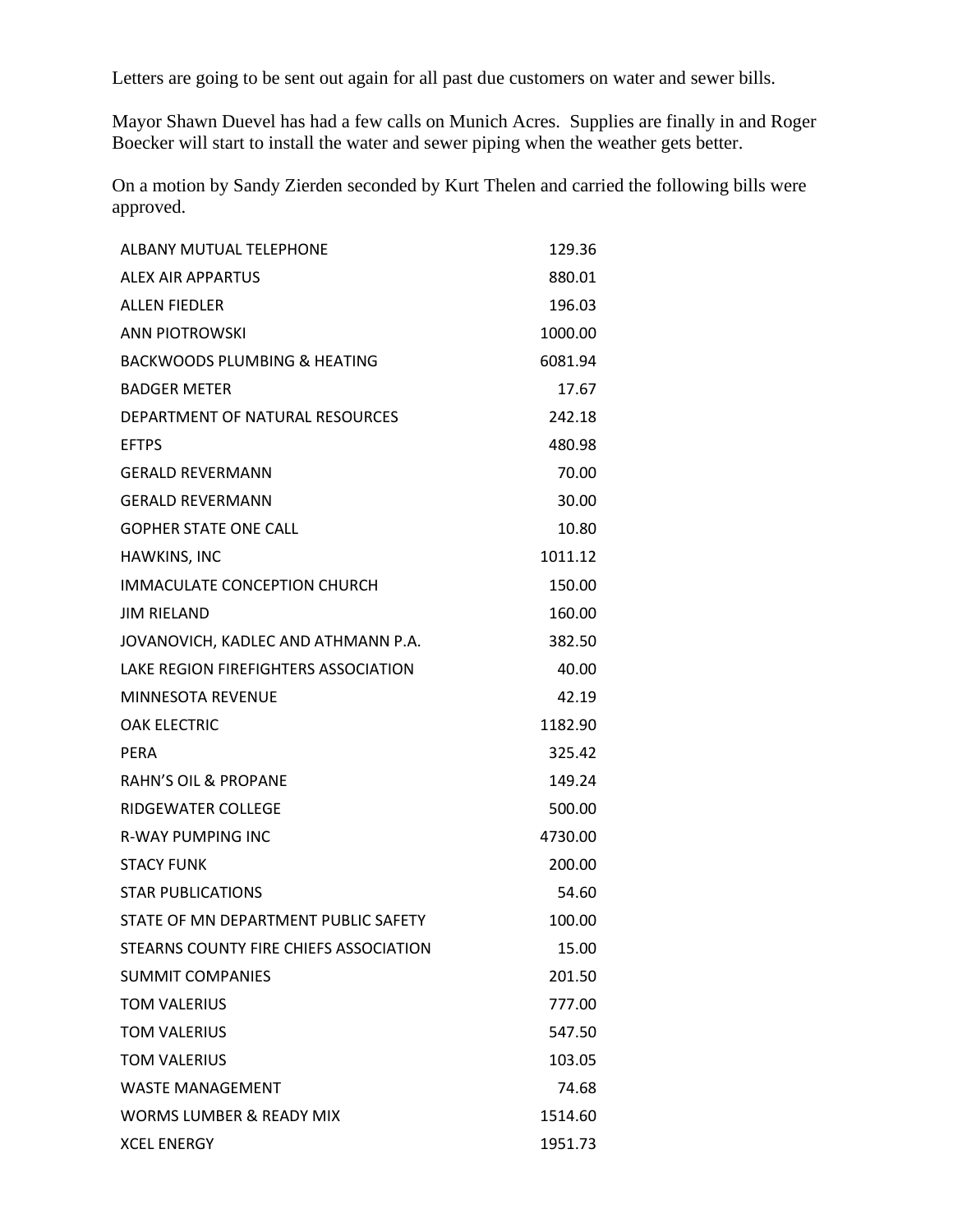Letters are going to be sent out again for all past due customers on water and sewer bills.

Mayor Shawn Duevel has had a few calls on Munich Acres. Supplies are finally in and Roger Boecker will start to install the water and sewer piping when the weather gets better.

On a motion by Sandy Zierden seconded by Kurt Thelen and carried the following bills were approved.

| | |
|---|---|
| ALBANY MUTUAL TELEPHONE | 129.36 |
| ALEX AIR APPARTUS | 880.01 |
| ALLEN FIEDLER | 196.03 |
| ANN PIOTROWSKI | 1000.00 |
| BACKWOODS PLUMBING & HEATING | 6081.94 |
| BADGER METER | 17.67 |
| DEPARTMENT OF NATURAL RESOURCES | 242.18 |
| EFTPS | 480.98 |
| GERALD REVERMANN | 70.00 |
| GERALD REVERMANN | 30.00 |
| GOPHER STATE ONE CALL | 10.80 |
| HAWKINS, INC | 1011.12 |
| IMMACULATE CONCEPTION CHURCH | 150.00 |
| JIM RIELAND | 160.00 |
| JOVANOVICH, KADLEC AND ATHMANN P.A. | 382.50 |
| LAKE REGION FIREFIGHTERS ASSOCIATION | 40.00 |
| MINNESOTA REVENUE | 42.19 |
| OAK ELECTRIC | 1182.90 |
| PERA | 325.42 |
| RAHN'S OIL & PROPANE | 149.24 |
| RIDGEWATER COLLEGE | 500.00 |
| R-WAY PUMPING INC | 4730.00 |
| STACY FUNK | 200.00 |
| STAR PUBLICATIONS | 54.60 |
| STATE OF MN DEPARTMENT PUBLIC SAFETY | 100.00 |
| STEARNS COUNTY FIRE CHIEFS ASSOCIATION | 15.00 |
| SUMMIT COMPANIES | 201.50 |
| TOM VALERIUS | 777.00 |
| TOM VALERIUS | 547.50 |
| TOM VALERIUS | 103.05 |
| WASTE MANAGEMENT | 74.68 |
| WORMS LUMBER & READY MIX | 1514.60 |
| XCEL ENERGY | 1951.73 |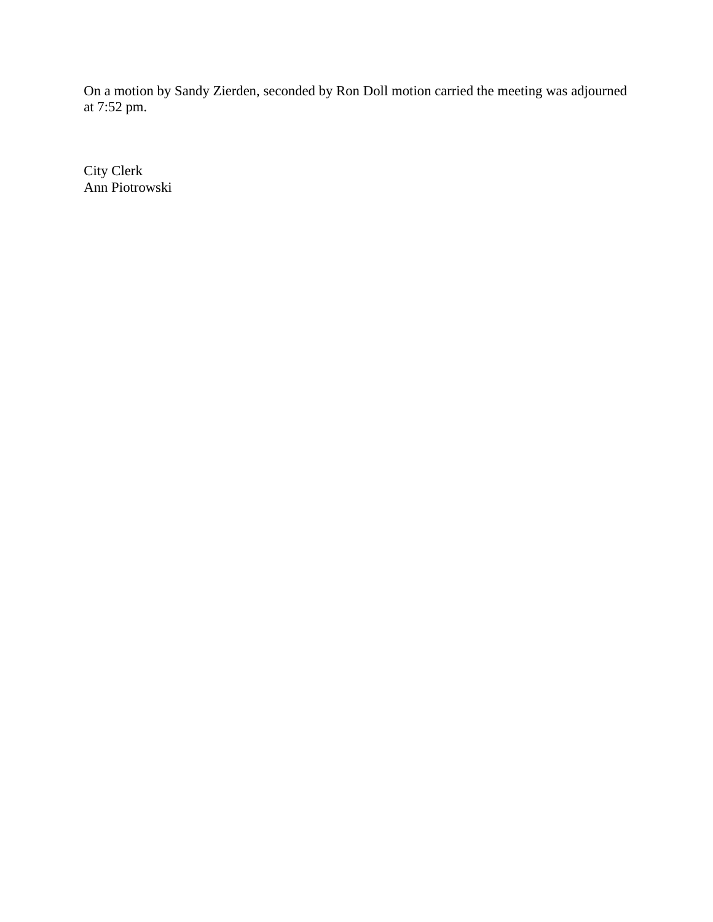On a motion by Sandy Zierden, seconded by Ron Doll motion carried the meeting was adjourned at 7:52 pm.

City Clerk
Ann Piotrowski